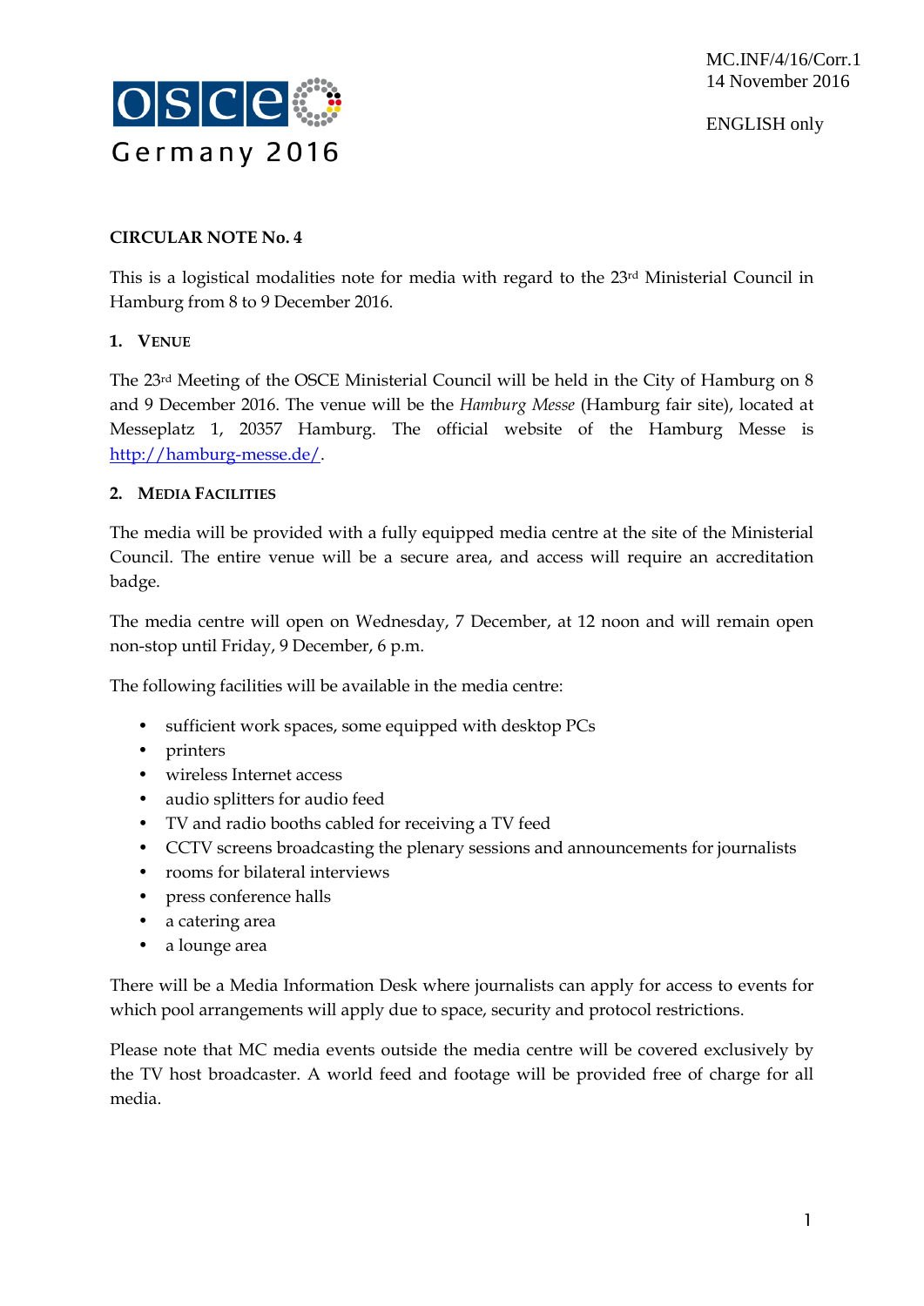MC.INF/4/16/Corr.1
14 November 2016

ENGLISH only

OSCE Germany 2016

**CIRCULAR NOTE No. 4**

This is a logistical modalities note for media with regard to the 23rd Ministerial Council in Hamburg from 8 to 9 December 2016.

## 1. Venue

The 23rd Meeting of the OSCE Ministerial Council will be held in the City of Hamburg on 8 and 9 December 2016. The venue will be the *Hamburg Messe* (Hamburg fair site), located at Messeplatz 1, 20357 Hamburg. The official website of the Hamburg Messe is http://hamburg-messe.de/.

## 2. Media Facilities

The media will be provided with a fully equipped media centre at the site of the Ministerial Council. The entire venue will be a secure area, and access will require an accreditation badge.

The media centre will open on Wednesday, 7 December, at 12 noon and will remain open non-stop until Friday, 9 December, 6 p.m.

The following facilities will be available in the media centre:

- sufficient work spaces, some equipped with desktop PCs
- printers
- wireless Internet access
- audio splitters for audio feed
- TV and radio booths cabled for receiving a TV feed
- CCTV screens broadcasting the plenary sessions and announcements for journalists
- rooms for bilateral interviews
- press conference halls
- a catering area
- a lounge area

There will be a Media Information Desk where journalists can apply for access to events for which pool arrangements will apply due to space, security and protocol restrictions.

Please note that MC media events outside the media centre will be covered exclusively by the TV host broadcaster. A world feed and footage will be provided free of charge for all media.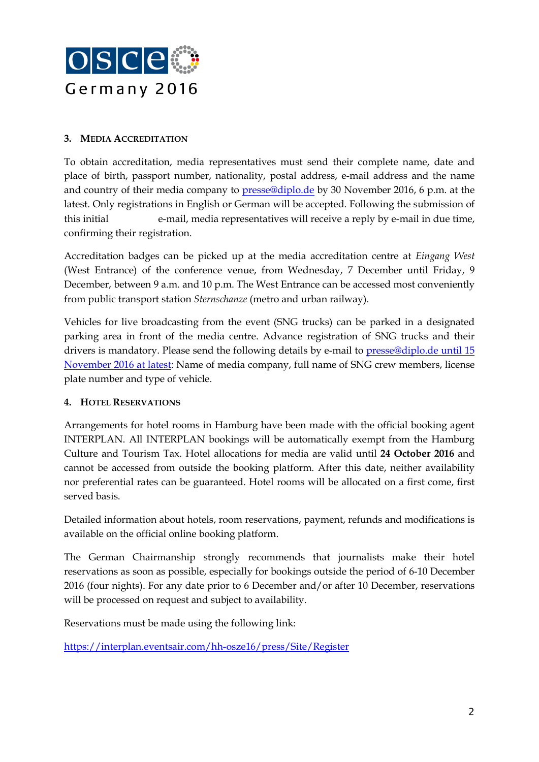### 3. Media Accreditation

To obtain accreditation, media representatives must send their complete name, date and place of birth, passport number, nationality, postal address, e-mail address and the name and country of their media company to presse@diplo.de by 30 November 2016, 6 p.m. at the latest. Only registrations in English or German will be accepted. Following the submission of this initial e-mail, media representatives will receive a reply by e-mail in due time, confirming their registration.

Accreditation badges can be picked up at the media accreditation centre at *Eingang West* (West Entrance) of the conference venue, from Wednesday, 7 December until Friday, 9 December, between 9 a.m. and 10 p.m. The West Entrance can be accessed most conveniently from public transport station *Sternschanze* (metro and urban railway).

Vehicles for live broadcasting from the event (SNG trucks) can be parked in a designated parking area in front of the media centre. Advance registration of SNG trucks and their drivers is mandatory. Please send the following details by e-mail to presse@diplo.de until 15 November 2016 at latest: Name of media company, full name of SNG crew members, license plate number and type of vehicle.

### 4. Hotel Reservations

Arrangements for hotel rooms in Hamburg have been made with the official booking agent INTERPLAN. All INTERPLAN bookings will be automatically exempt from the Hamburg Culture and Tourism Tax. Hotel allocations for media are valid until **24 October 2016** and cannot be accessed from outside the booking platform. After this date, neither availability nor preferential rates can be guaranteed. Hotel rooms will be allocated on a first come, first served basis.

Detailed information about hotels, room reservations, payment, refunds and modifications is available on the official online booking platform.

The German Chairmanship strongly recommends that journalists make their hotel reservations as soon as possible, especially for bookings outside the period of 6-10 December 2016 (four nights). For any date prior to 6 December and/or after 10 December, reservations will be processed on request and subject to availability.

Reservations must be made using the following link:

https://interplan.eventsair.com/hh-osze16/press/Site/Register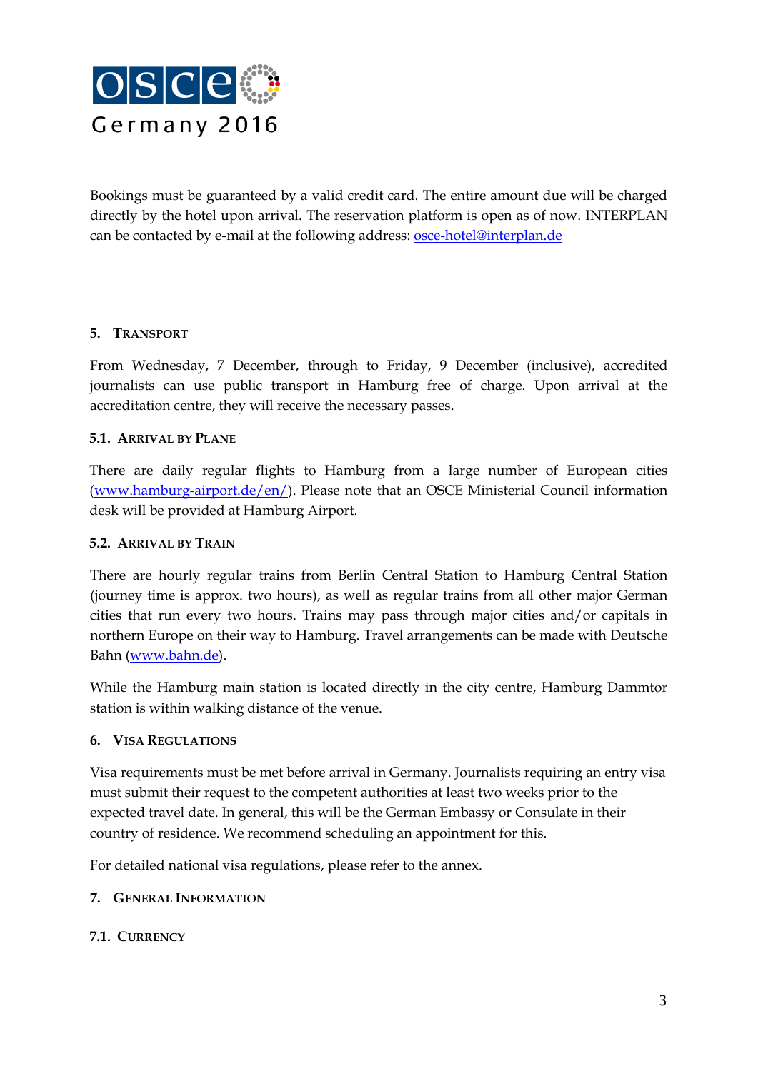Bookings must be guaranteed by a valid credit card. The entire amount due will be charged directly by the hotel upon arrival. The reservation platform is open as of now. INTERPLAN can be contacted by e-mail at the following address: [osce-hotel@interplan.de](mailto:osce-hotel@interplan.de)

## 5. Transport

From Wednesday, 7 December, through to Friday, 9 December (inclusive), accredited journalists can use public transport in Hamburg free of charge. Upon arrival at the accreditation centre, they will receive the necessary passes.

### 5.1. Arrival by Plane

There are daily regular flights to Hamburg from a large number of European cities ([www.hamburg-airport.de/en/](http://www.hamburg-airport.de/en/)). Please note that an OSCE Ministerial Council information desk will be provided at Hamburg Airport.

### 5.2. Arrival by Train

There are hourly regular trains from Berlin Central Station to Hamburg Central Station (journey time is approx. two hours), as well as regular trains from all other major German cities that run every two hours. Trains may pass through major cities and/or capitals in northern Europe on their way to Hamburg. Travel arrangements can be made with Deutsche Bahn ([www.bahn.de](http://www.bahn.de)).

While the Hamburg main station is located directly in the city centre, Hamburg Dammtor station is within walking distance of the venue.

## 6. Visa Regulations

Visa requirements must be met before arrival in Germany. Journalists requiring an entry visa must submit their request to the competent authorities at least two weeks prior to the expected travel date. In general, this will be the German Embassy or Consulate in their country of residence. We recommend scheduling an appointment for this.

For detailed national visa regulations, please refer to the annex.

## 7. General Information

### 7.1. Currency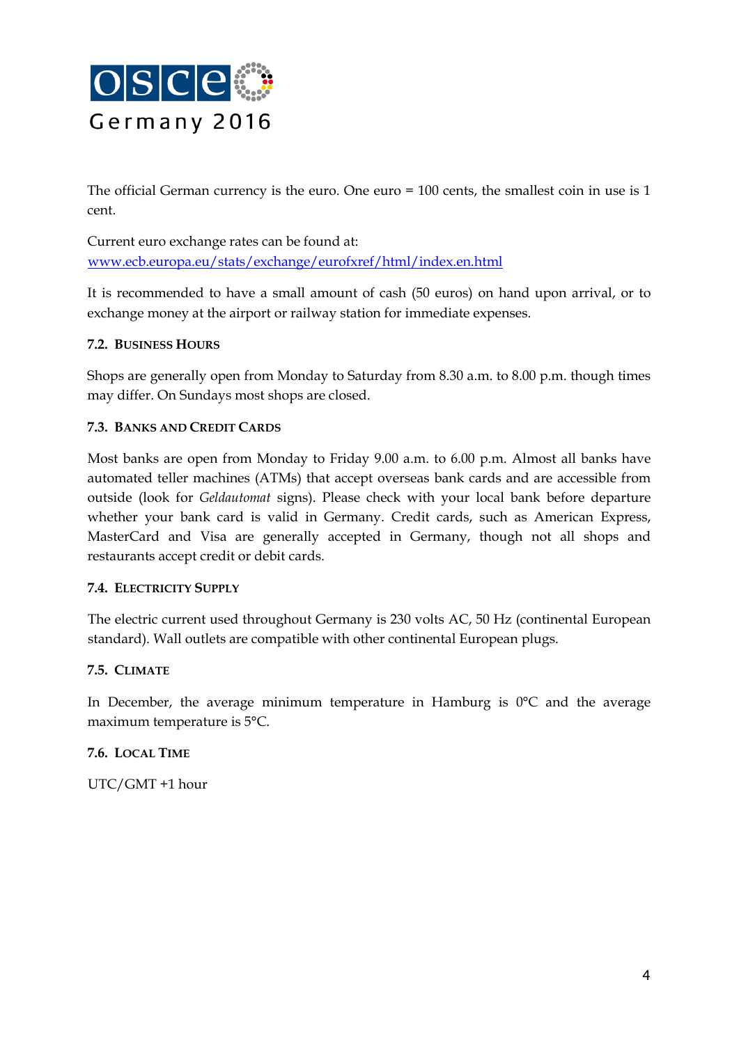The official German currency is the euro. One euro = 100 cents, the smallest coin in use is 1 cent.

Current euro exchange rates can be found at:
[www.ecb.europa.eu/stats/exchange/eurofxref/html/index.en.html](www.ecb.europa.eu/stats/exchange/eurofxref/html/index.en.html)

It is recommended to have a small amount of cash (50 euros) on hand upon arrival, or to exchange money at the airport or railway station for immediate expenses.

### 7.2. Business Hours

Shops are generally open from Monday to Saturday from 8.30 a.m. to 8.00 p.m. though times may differ. On Sundays most shops are closed.

### 7.3. Banks and Credit Cards

Most banks are open from Monday to Friday 9.00 a.m. to 6.00 p.m. Almost all banks have automated teller machines (ATMs) that accept overseas bank cards and are accessible from outside (look for *Geldautomat* signs). Please check with your local bank before departure whether your bank card is valid in Germany. Credit cards, such as American Express, MasterCard and Visa are generally accepted in Germany, though not all shops and restaurants accept credit or debit cards.

### 7.4. Electricity Supply

The electric current used throughout Germany is 230 volts AC, 50 Hz (continental European standard). Wall outlets are compatible with other continental European plugs.

### 7.5. Climate

In December, the average minimum temperature in Hamburg is 0°C and the average maximum temperature is 5°C.

### 7.6. Local Time

UTC/GMT +1 hour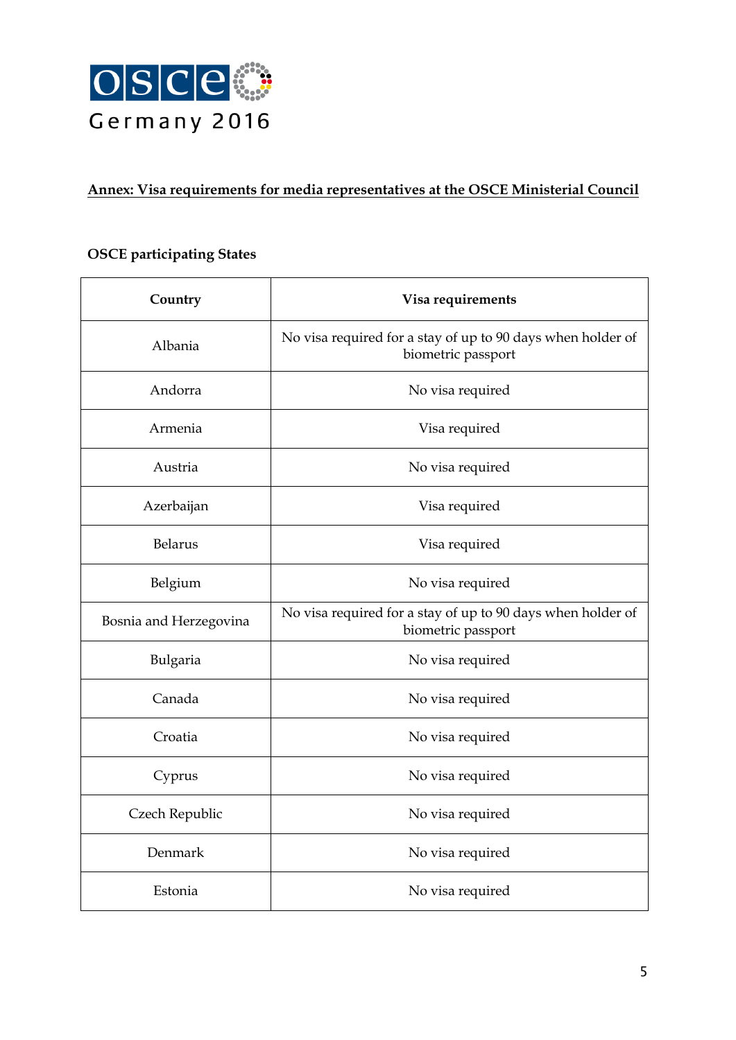OSCE Germany 2016

**Annex: Visa requirements for media representatives at the OSCE Ministerial Council**

**OSCE participating States**

| Country | Visa requirements |
| --- | --- |
| Albania | No visa required for a stay of up to 90 days when holder of biometric passport |
| Andorra | No visa required |
| Armenia | Visa required |
| Austria | No visa required |
| Azerbaijan | Visa required |
| Belarus | Visa required |
| Belgium | No visa required |
| Bosnia and Herzegovina | No visa required for a stay of up to 90 days when holder of biometric passport |
| Bulgaria | No visa required |
| Canada | No visa required |
| Croatia | No visa required |
| Cyprus | No visa required |
| Czech Republic | No visa required |
| Denmark | No visa required |
| Estonia | No visa required |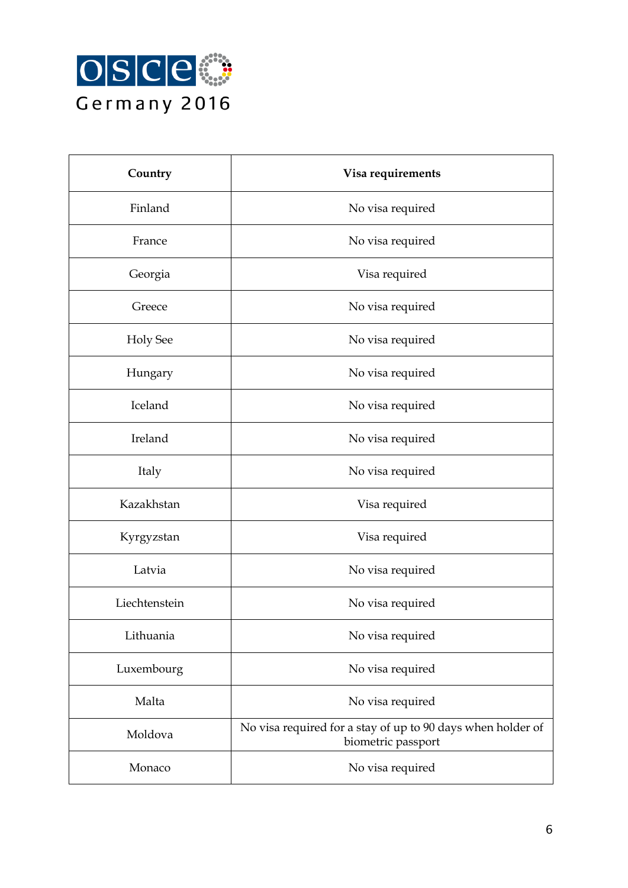| Country | Visa requirements |
|---|---|
| Finland | No visa required |
| France | No visa required |
| Georgia | Visa required |
| Greece | No visa required |
| Holy See | No visa required |
| Hungary | No visa required |
| Iceland | No visa required |
| Ireland | No visa required |
| Italy | No visa required |
| Kazakhstan | Visa required |
| Kyrgyzstan | Visa required |
| Latvia | No visa required |
| Liechtenstein | No visa required |
| Lithuania | No visa required |
| Luxembourg | No visa required |
| Malta | No visa required |
| Moldova | No visa required for a stay of up to 90 days when holder of biometric passport |
| Monaco | No visa required |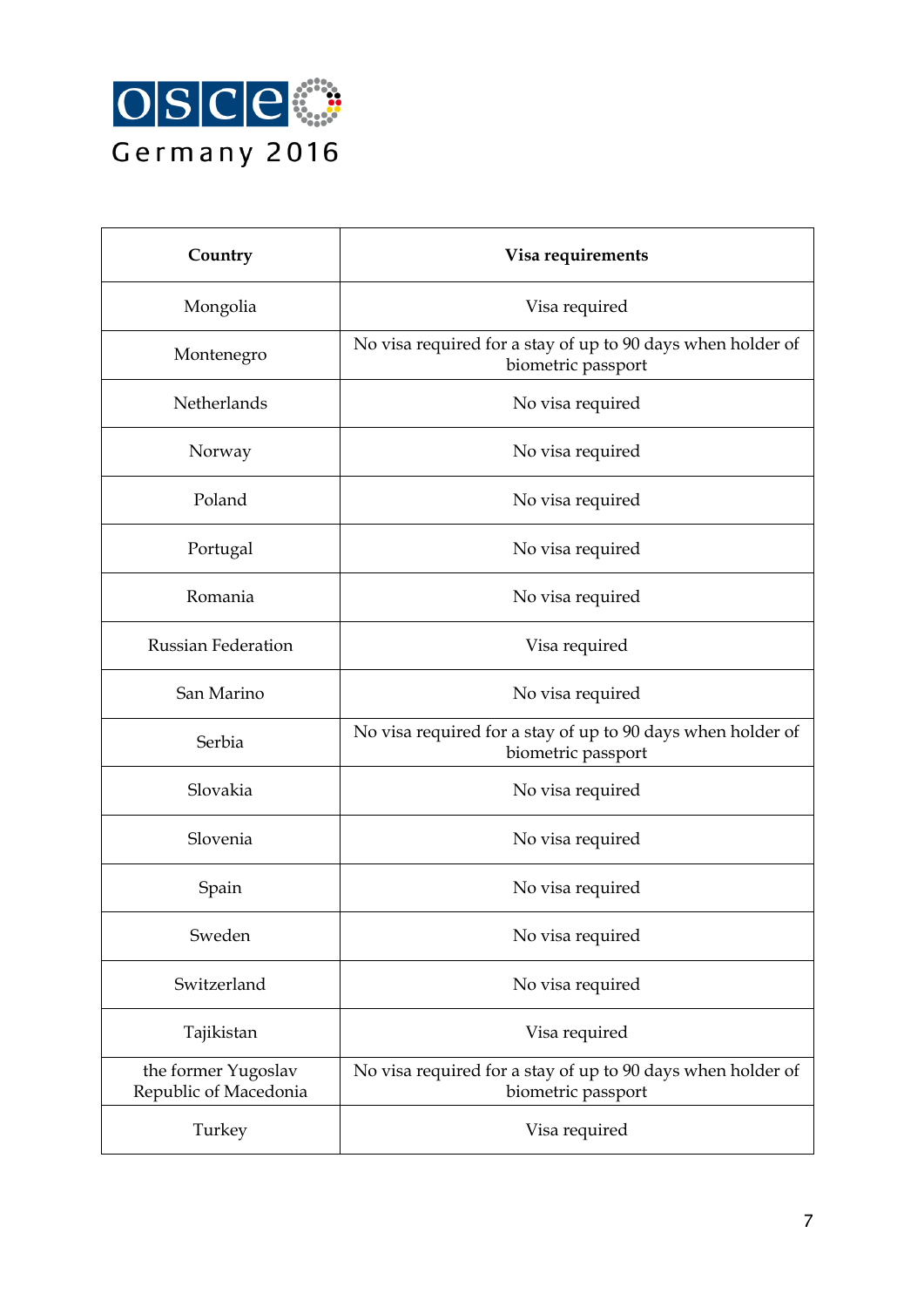| Country | Visa requirements |
|---|---|
| Mongolia | Visa required |
| Montenegro | No visa required for a stay of up to 90 days when holder of biometric passport |
| Netherlands | No visa required |
| Norway | No visa required |
| Poland | No visa required |
| Portugal | No visa required |
| Romania | No visa required |
| Russian Federation | Visa required |
| San Marino | No visa required |
| Serbia | No visa required for a stay of up to 90 days when holder of biometric passport |
| Slovakia | No visa required |
| Slovenia | No visa required |
| Spain | No visa required |
| Sweden | No visa required |
| Switzerland | No visa required |
| Tajikistan | Visa required |
| the former Yugoslav Republic of Macedonia | No visa required for a stay of up to 90 days when holder of biometric passport |
| Turkey | Visa required |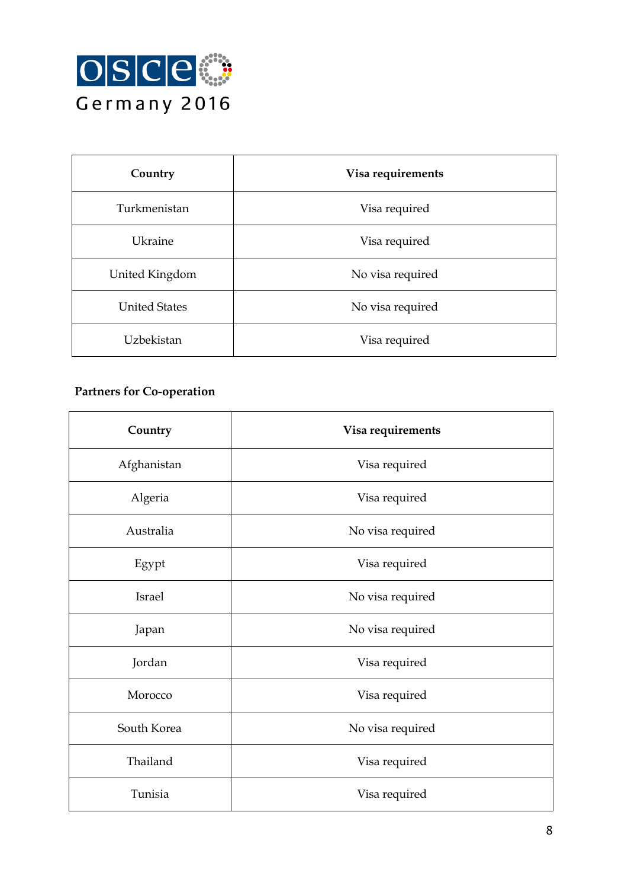| Country | Visa requirements |
|---|---|
| Turkmenistan | Visa required |
| Ukraine | Visa required |
| United Kingdom | No visa required |
| United States | No visa required |
| Uzbekistan | Visa required |

**Partners for Co-operation**

| Country | Visa requirements |
|---|---|
| Afghanistan | Visa required |
| Algeria | Visa required |
| Australia | No visa required |
| Egypt | Visa required |
| Israel | No visa required |
| Japan | No visa required |
| Jordan | Visa required |
| Morocco | Visa required |
| South Korea | No visa required |
| Thailand | Visa required |
| Tunisia | Visa required |